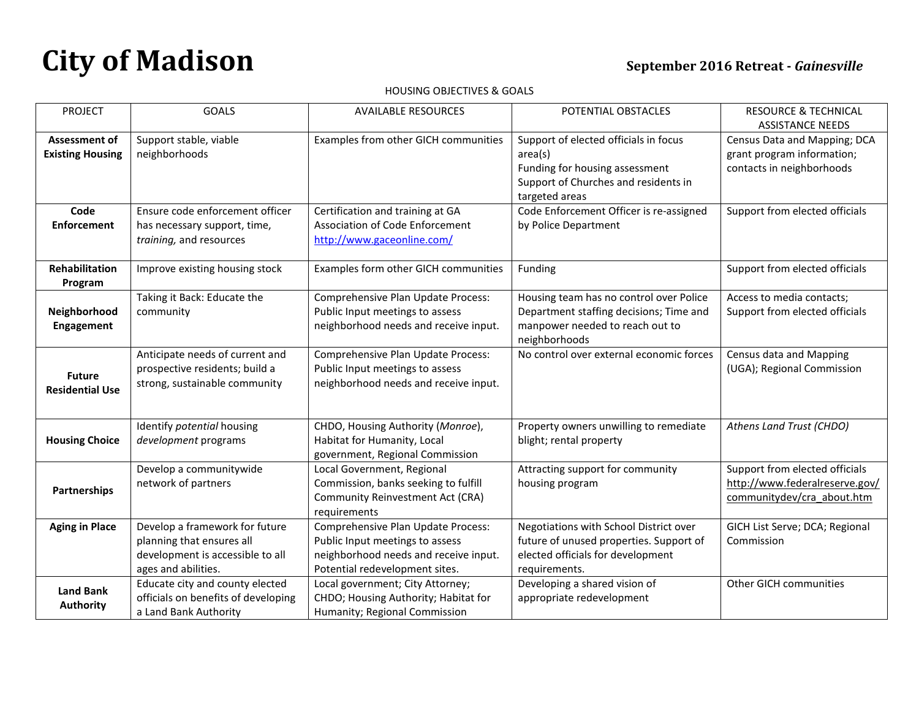# City of Madison

**September 2016 Retreat - *Gainesville***

HOUSING OBJECTIVES & GOALS

| PROJECT | GOALS | AVAILABLE RESOURCES | POTENTIAL OBSTACLES | RESOURCE & TECHNICAL ASSISTANCE NEEDS |
|---|---|---|---|---|
| **Assessment of Existing Housing** | Support stable, viable neighborhoods | Examples from other GICH communities | Support of elected officials in focus area(s)<br>Funding for housing assessment<br>Support of Churches and residents in targeted areas | Census Data and Mapping; DCA grant program information; contacts in neighborhoods |
| **Code Enforcement** | Ensure code enforcement officer has necessary support, time, *training,* and resources | Certification and training at GA Association of Code Enforcement http://www.gaceonline.com/ | Code Enforcement Officer is re-assigned by Police Department | Support from elected officials |
| **Rehabilitation Program** | Improve existing housing stock | Examples form other GICH communities | Funding | Support from elected officials |
| **Neighborhood Engagement** | Taking it Back: Educate the community | Comprehensive Plan Update Process: Public Input meetings to assess neighborhood needs and receive input. | Housing team has no control over Police Department staffing decisions; Time and manpower needed to reach out to neighborhoods | Access to media contacts; Support from elected officials |
| **Future Residential Use** | Anticipate needs of current and prospective residents; build a strong, sustainable community | Comprehensive Plan Update Process: Public Input meetings to assess neighborhood needs and receive input. | No control over external economic forces | Census data and Mapping (UGA); Regional Commission |
| **Housing Choice** | Identify *potential* housing *development* programs | CHDO, Housing Authority (*Monroe*), Habitat for Humanity, Local government, Regional Commission | Property owners unwilling to remediate blight; rental property | *Athens Land Trust (CHDO)* |
| **Partnerships** | Develop a communitywide network of partners | Local Government, Regional Commission, banks seeking to fulfill Community Reinvestment Act (CRA) requirements | Attracting support for community housing program | Support from elected officials http://www.federalreserve.gov/communitydev/cra_about.htm |
| **Aging in Place** | Develop a framework for future planning that ensures all development is accessible to all ages and abilities. | Comprehensive Plan Update Process: Public Input meetings to assess neighborhood needs and receive input. Potential redevelopment sites. | Negotiations with School District over future of unused properties. Support of elected officials for development requirements. | GICH List Serve; DCA; Regional Commission |
| **Land Bank Authority** | Educate city and county elected officials on benefits of developing a Land Bank Authority | Local government; City Attorney; CHDO; Housing Authority; Habitat for Humanity; Regional Commission | Developing a shared vision of appropriate redevelopment | Other GICH communities |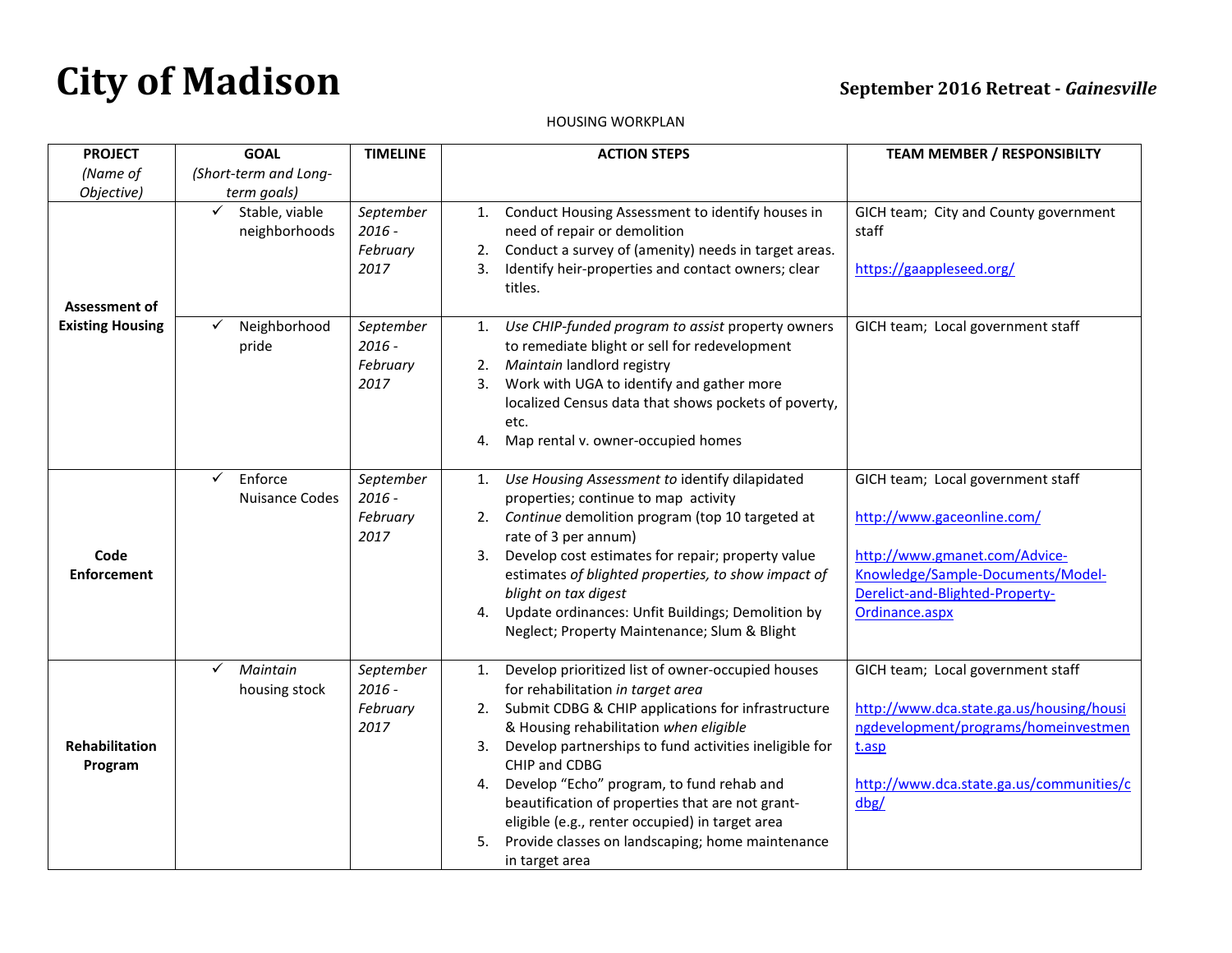# City of Madison

**September 2016 Retreat - *Gainesville***

HOUSING WORKPLAN

| PROJECT<br>*(Name of Objective)* | GOAL<br>*(Short-term and Long-term goals)* | TIMELINE | ACTION STEPS | TEAM MEMBER / RESPONSIBILTY |
|---|---|---|---|---|
| **Assessment of Existing Housing** | ✓ Stable, viable neighborhoods | *September 2016 - February 2017* | 1. Conduct Housing Assessment to identify houses in need of repair or demolition<br>2. Conduct a survey of (amenity) needs in target areas.<br>3. Identify heir-properties and contact owners; clear titles. | GICH team; City and County government staff<br><br>https://gaappleseed.org/ |
| | ✓ Neighborhood pride | *September 2016 - February 2017* | 1. *Use CHIP-funded program to assist* property owners to remediate blight or sell for redevelopment<br>2. *Maintain* landlord registry<br>3. Work with UGA to identify and gather more localized Census data that shows pockets of poverty, etc.<br>4. Map rental v. owner-occupied homes | GICH team; Local government staff |
| **Code Enforcement** | ✓ Enforce Nuisance Codes | *September 2016 - February 2017* | 1. *Use Housing Assessment to* identify dilapidated properties; continue to map activity<br>2. *Continue* demolition program (top 10 targeted at rate of 3 per annum)<br>3. Develop cost estimates for repair; property value estimates *of blighted properties, to show impact of blight on tax digest*<br>4. Update ordinances: Unfit Buildings; Demolition by Neglect; Property Maintenance; Slum & Blight | GICH team; Local government staff<br><br>http://www.gaceonline.com/<br><br>http://www.gmanet.com/Advice-Knowledge/Sample-Documents/Model-Derelict-and-Blighted-Property-Ordinance.aspx |
| **Rehabilitation Program** | ✓ *Maintain* housing stock | *September 2016 - February 2017* | 1. Develop prioritized list of owner-occupied houses for rehabilitation *in target area*<br>2. Submit CDBG & CHIP applications for infrastructure & Housing rehabilitation *when eligible*<br>3. Develop partnerships to fund activities ineligible for CHIP and CDBG<br>4. Develop "Echo" program, to fund rehab and beautification of properties that are not grant-eligible (e.g., renter occupied) in target area<br>5. Provide classes on landscaping; home maintenance in target area | GICH team; Local government staff<br><br>http://www.dca.state.ga.us/housing/housingdevelopment/programs/homeinvestment.asp<br><br>http://www.dca.state.ga.us/communities/cdbg/ |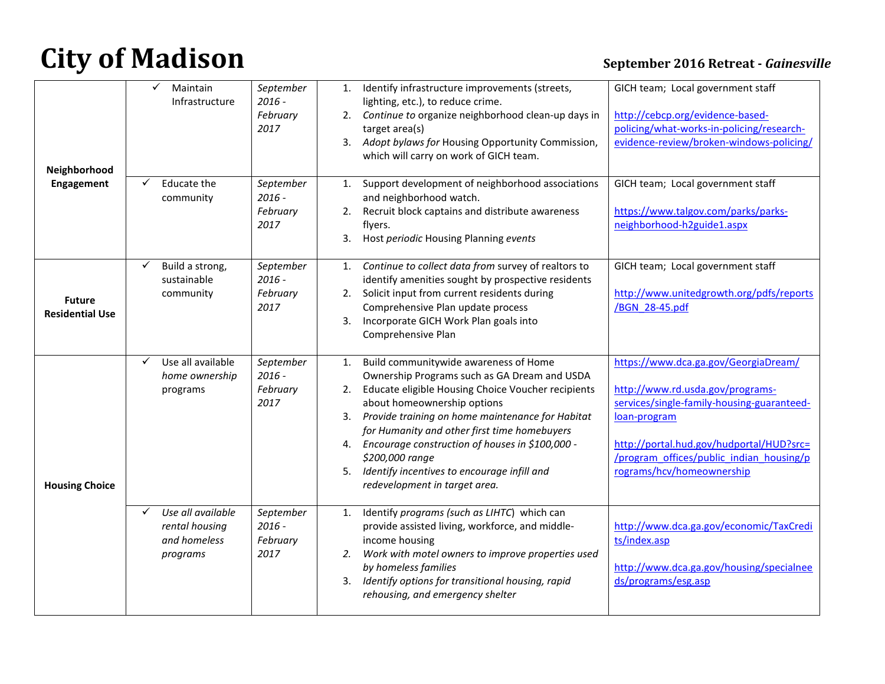# City of Madison

**September 2016 Retreat -** ***Gainesville***

| | | | | |
|---|---|---|---|---|
| **Neighborhood Engagement** | ✓ Maintain Infrastructure | *September 2016 - February 2017* | 1. Identify infrastructure improvements (streets, lighting, etc.), to reduce crime.<br>2. *Continue to* organize neighborhood clean-up days in target area(s)<br>3. *Adopt bylaws for* Housing Opportunity Commission, which will carry on work of GICH team. | GICH team; Local government staff<br><br>http://cebcp.org/evidence-based-policing/what-works-in-policing/research-evidence-review/broken-windows-policing/ |
| | ✓ Educate the community | *September 2016 - February 2017* | 1. Support development of neighborhood associations and neighborhood watch.<br>2. Recruit block captains and distribute awareness flyers.<br>3. Host *periodic* Housing Planning *events* | GICH team; Local government staff<br><br>https://www.talgov.com/parks/parks-neighborhood-h2guide1.aspx |
| **Future Residential Use** | ✓ Build a strong, sustainable community | *September 2016 - February 2017* | 1. *Continue to collect data from* survey of realtors to identify amenities sought by prospective residents<br>2. Solicit input from current residents during Comprehensive Plan update process<br>3. Incorporate GICH Work Plan goals into Comprehensive Plan | GICH team; Local government staff<br><br>http://www.unitedgrowth.org/pdfs/reports/BGN_28-45.pdf |
| **Housing Choice** | ✓ Use all available *home ownership* programs | *September 2016 - February 2017* | 1. Build communitywide awareness of Home Ownership Programs such as GA Dream and USDA<br>2. Educate eligible Housing Choice Voucher recipients about homeownership options<br>3. *Provide training on home maintenance for Habitat for Humanity and other first time homebuyers*<br>4. *Encourage construction of houses in $100,000 - $200,000 range*<br>5. *Identify incentives to encourage infill and redevelopment in target area.* | https://www.dca.ga.gov/GeorgiaDream/<br><br>http://www.rd.usda.gov/programs-services/single-family-housing-guaranteed-loan-program<br><br>http://portal.hud.gov/hudportal/HUD?src=/program_offices/public_indian_housing/programs/hcv/homeownership |
| | ✓ *Use all available rental housing and homeless programs* | *September 2016 - February 2017* | 1. Identify *programs (such as LIHTC)* which can provide assisted living, workforce, and middle-income housing<br>2. *Work with motel owners to improve properties used by homeless families*<br>3. *Identify options for transitional housing, rapid rehousing, and emergency shelter* | http://www.dca.ga.gov/economic/TaxCredits/index.asp<br><br>http://www.dca.ga.gov/housing/specialneeds/programs/esg.asp |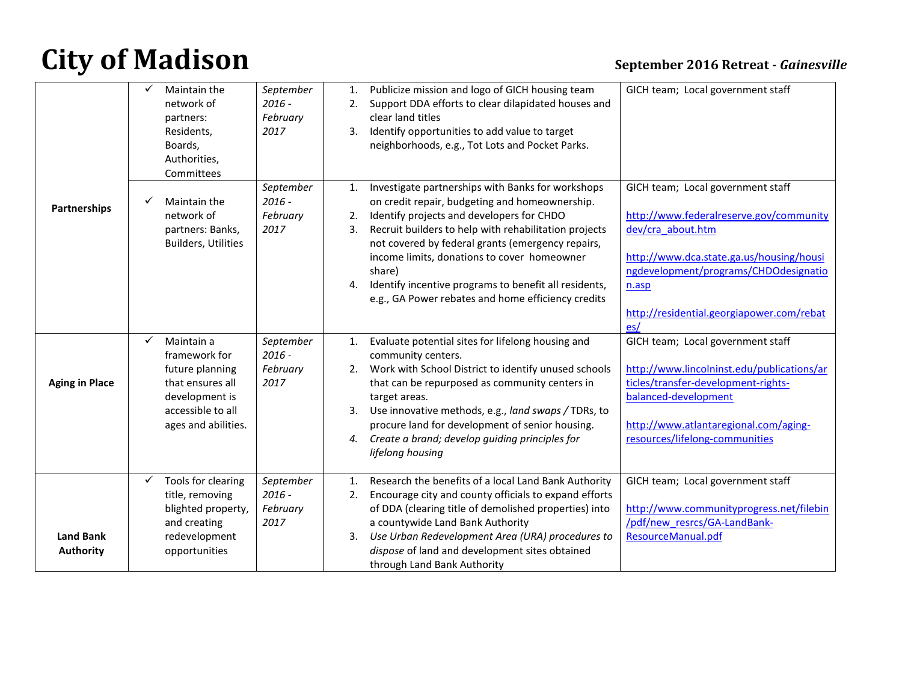# City of Madison

**September 2016 Retreat -** ***Gainesville***

| | | | | |
|---|---|---|---|---|
| **Partnerships** | ✓ Maintain the network of partners: Residents, Boards, Authorities, Committees | *September 2016 - February 2017* | 1. Publicize mission and logo of GICH housing team<br>2. Support DDA efforts to clear dilapidated houses and clear land titles<br>3. Identify opportunities to add value to target neighborhoods, e.g., Tot Lots and Pocket Parks. | GICH team; Local government staff |
| | ✓ Maintain the network of partners: Banks, Builders, Utilities | *September 2016 - February 2017* | 1. Investigate partnerships with Banks for workshops on credit repair, budgeting and homeownership.<br>2. Identify projects and developers for CHDO<br>3. Recruit builders to help with rehabilitation projects not covered by federal grants (emergency repairs, income limits, donations to cover homeowner share)<br>4. Identify incentive programs to benefit all residents, e.g., GA Power rebates and home efficiency credits | GICH team; Local government staff<br><br>http://www.federalreserve.gov/communitydev/cra_about.htm<br><br>http://www.dca.state.ga.us/housing/housingdevelopment/programs/CHDOdesignation.asp<br><br>http://residential.georgiapower.com/rebates/ |
| **Aging in Place** | ✓ Maintain a framework for future planning that ensures all development is accessible to all ages and abilities. | *September 2016 - February 2017* | 1. Evaluate potential sites for lifelong housing and community centers.<br>2. Work with School District to identify unused schools that can be repurposed as community centers in target areas.<br>3. Use innovative methods, e.g., *land swaps /* TDRs, to procure land for development of senior housing.<br>4. *Create a brand; develop guiding principles for lifelong housing* | GICH team; Local government staff<br><br>http://www.lincolninst.edu/publications/articles/transfer-development-rights-balanced-development<br><br>http://www.atlantaregional.com/aging-resources/lifelong-communities |
| **Land Bank Authority** | ✓ Tools for clearing title, removing blighted property, and creating redevelopment opportunities | *September 2016 - February 2017* | 1. Research the benefits of a local Land Bank Authority<br>2. Encourage city and county officials to expand efforts of DDA (clearing title of demolished properties) into a countywide Land Bank Authority<br>3. *Use Urban Redevelopment Area (URA) procedures to dispose* of land and development sites obtained through Land Bank Authority | GICH team; Local government staff<br><br>http://www.communityprogress.net/filebin/pdf/new_resrcs/GA-LandBank-ResourceManual.pdf |